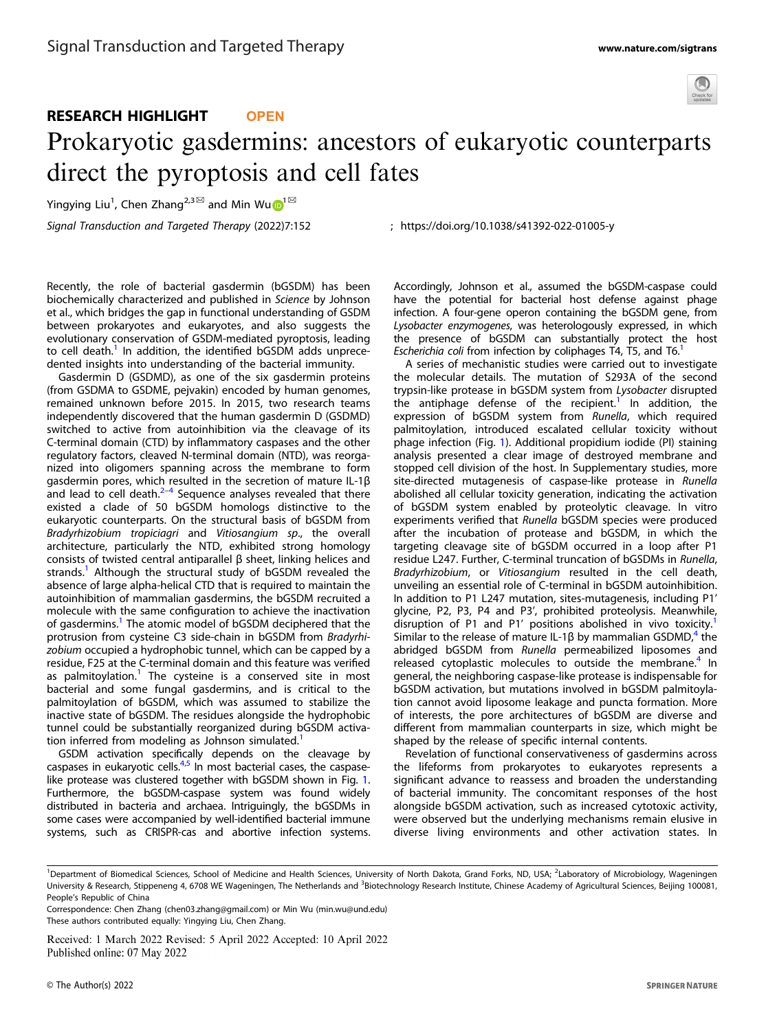RESEARCH HIGHLIGHT OPEN

# Prokaryotic gasdermins: ancestors of eukaryotic counterparts direct the pyroptosis and cell fates

Yingying Liu[1], Chen Zhang[2,3] and Min Wu[1]

Signal Transduction and Targeted Therapy (2022)7:152 ; https://doi.org/10.1038/s41392-022-01005-y

Recently, the role of bacterial gasdermin (bGSDM) has been biochemically characterized and published in *Science* by Johnson et al., which bridges the gap in functional understanding of GSDM between prokaryotes and eukaryotes, and also suggests the evolutionary conservation of GSDM-mediated pyroptosis, leading to cell death.[1] In addition, the identified bGSDM adds unprecedented insights into understanding of the bacterial immunity.

Gasdermin D (GSDMD), as one of the six gasdermin proteins (from GSDMA to GSDME, pejvakin) encoded by human genomes, remained unknown before 2015. In 2015, two research teams independently discovered that the human gasdermin D (GSDMD) switched to active from autoinhibition via the cleavage of its C-terminal domain (CTD) by inflammatory caspases and the other regulatory factors, cleaved N-terminal domain (NTD), was reorganized into oligomers spanning across the membrane to form gasdermin pores, which resulted in the secretion of mature IL-1β and lead to cell death.[2–4] Sequence analyses revealed that there existed a clade of 50 bGSDM homologs distinctive to the eukaryotic counterparts. On the structural basis of bGSDM from *Bradyrhizobium tropiciagri* and *Vitiosangium sp*., the overall architecture, particularly the NTD, exhibited strong homology consists of twisted central antiparallel β sheet, linking helices and strands.[1] Although the structural study of bGSDM revealed the absence of large alpha-helical CTD that is required to maintain the autoinhibition of mammalian gasdermins, the bGSDM recruited a molecule with the same configuration to achieve the inactivation of gasdermins.[1] The atomic model of bGSDM deciphered that the protrusion from cysteine C3 side-chain in bGSDM from *Bradyrhizobium* occupied a hydrophobic tunnel, which can be capped by a residue, F25 at the C-terminal domain and this feature was verified as palmitoylation.[1] The cysteine is a conserved site in most bacterial and some fungal gasdermins, and is critical to the palmitoylation of bGSDM, which was assumed to stabilize the inactive state of bGSDM. The residues alongside the hydrophobic tunnel could be substantially reorganized during bGSDM activation inferred from modeling as Johnson simulated.[1]

GSDM activation specifically depends on the cleavage by caspases in eukaryotic cells.[4,5] In most bacterial cases, the caspase-like protease was clustered together with bGSDM shown in Fig. 1. Furthermore, the bGSDM-caspase system was found widely distributed in bacteria and archaea. Intriguingly, the bGSDMs in some cases were accompanied by well-identified bacterial immune systems, such as CRISPR-cas and abortive infection systems. Accordingly, Johnson et al., assumed the bGSDM-caspase could have the potential for bacterial host defense against phage infection. A four-gene operon containing the bGSDM gene, from *Lysobacter enzymogenes*, was heterologously expressed, in which the presence of bGSDM can substantially protect the host *Escherichia coli* from infection by coliphages T4, T5, and T6.[1]

A series of mechanistic studies were carried out to investigate the molecular details. The mutation of S293A of the second trypsin-like protease in bGSDM system from *Lysobacter* disrupted the antiphage defense of the recipient.[1] In addition, the expression of bGSDM system from *Runella*, which required palmitoylation, introduced escalated cellular toxicity without phage infection (Fig. 1). Additional propidium iodide (PI) staining analysis presented a clear image of destroyed membrane and stopped cell division of the host. In Supplementary studies, more site-directed mutagenesis of caspase-like protease in *Runella* abolished all cellular toxicity generation, indicating the activation of bGSDM system enabled by proteolytic cleavage. In vitro experiments verified that *Runella* bGSDM species were produced after the incubation of protease and bGSDM, in which the targeting cleavage site of bGSDM occurred in a loop after P1 residue L247. Further, C-terminal truncation of bGSDMs in *Runella*, *Bradyrhizobium*, or *Vitiosangium* resulted in the cell death, unveiling an essential role of C-terminal in bGSDM autoinhibition. In addition to P1 L247 mutation, sites-mutagenesis, including P1′ glycine, P2, P3, P4 and P3′, prohibited proteolysis. Meanwhile, disruption of P1 and P1′ positions abolished in vivo toxicity.[1] Similar to the release of mature IL-1β by mammalian GSDMD,[4] the abridged bGSDM from *Runella* permeabilized liposomes and released cytoplastic molecules to outside the membrane.[4] In general, the neighboring caspase-like protease is indispensable for bGSDM activation, but mutations involved in bGSDM palmitoylation cannot avoid liposome leakage and puncta formation. More of interests, the pore architectures of bGSDM are diverse and different from mammalian counterparts in size, which might be shaped by the release of specific internal contents.

Revelation of functional conservativeness of gasdermins across the lifeforms from prokaryotes to eukaryotes represents a significant advance to reassess and broaden the understanding of bacterial immunity. The concomitant responses of the host alongside bGSDM activation, such as increased cytotoxic activity, were observed but the underlying mechanisms remain elusive in diverse living environments and other activation states. In

[1]Department of Biomedical Sciences, School of Medicine and Health Sciences, University of North Dakota, Grand Forks, ND, USA; [2]Laboratory of Microbiology, Wageningen University & Research, Stippeneng 4, 6708 WE Wageningen, The Netherlands and [3]Biotechnology Research Institute, Chinese Academy of Agricultural Sciences, Beijing 100081, People's Republic of China

Correspondence: Chen Zhang (chen03.zhang@gmail.com) or Min Wu (min.wu@und.edu)

These authors contributed equally: Yingying Liu, Chen Zhang.

Received: 1 March 2022 Revised: 5 April 2022 Accepted: 10 April 2022
Published online: 07 May 2022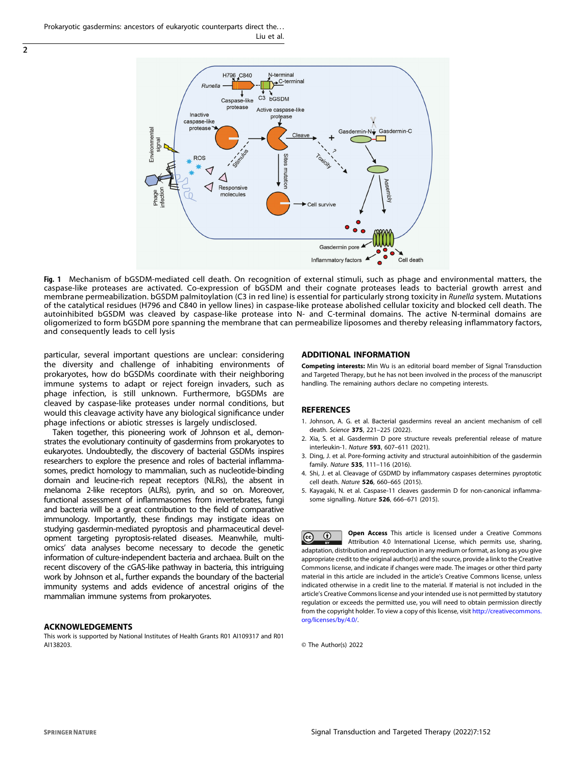Fig. 1 Mechanism of bGSDM-mediated cell death. On recognition of external stimuli, such as phage and environmental matters, the caspase-like proteases are activated. Co-expression of bGSDM and their cognate proteases leads to bacterial growth arrest and membrane permeabilization. bGSDM palmitoylation (C3 in red line) is essential for particularly strong toxicity in *Runella* system. Mutations of the catalytical residues (H796 and C840 in yellow lines) in caspase-like protease abolished cellular toxicity and blocked cell death. The autoinhibited bGSDM was cleaved by caspase-like protease into N- and C-terminal domains. The active N-terminal domains are oligomerized to form bGSDM pore spanning the membrane that can permeabilize liposomes and thereby releasing inflammatory factors, and consequently leads to cell lysis

particular, several important questions are unclear: considering the diversity and challenge of inhabiting environments of prokaryotes, how do bGSDMs coordinate with their neighboring immune systems to adapt or reject foreign invaders, such as phage infection, is still unknown. Furthermore, bGSDMs are cleaved by caspase-like proteases under normal conditions, but would this cleavage activity have any biological significance under phage infections or abiotic stresses is largely undisclosed.

Taken together, this pioneering work of Johnson et al., demonstrates the evolutionary continuity of gasdermins from prokaryotes to eukaryotes. Undoubtedly, the discovery of bacterial GSDMs inspires researchers to explore the presence and roles of bacterial inflammasomes, predict homology to mammalian, such as nucleotide-binding domain and leucine-rich repeat receptors (NLRs), the absent in melanoma 2-like receptors (ALRs), pyrin, and so on. Moreover, functional assessment of inflammasomes from invertebrates, fungi and bacteria will be a great contribution to the field of comparative immunology. Importantly, these findings may instigate ideas on studying gasdermin-mediated pyroptosis and pharmaceutical development targeting pyroptosis-related diseases. Meanwhile, multi-omics' data analyses become necessary to decode the genetic information of culture-independent bacteria and archaea. Built on the recent discovery of the cGAS-like pathway in bacteria, this intriguing work by Johnson et al., further expands the boundary of the bacterial immunity systems and adds evidence of ancestral origins of the mammalian immune systems from prokaryotes.

## ACKNOWLEDGEMENTS

This work is supported by National Institutes of Health Grants R01 AI109317 and R01 AI138203.

## ADDITIONAL INFORMATION

**Competing interests:** Min Wu is an editorial board member of Signal Transduction and Targeted Therapy, but he has not been involved in the process of the manuscript handling. The remaining authors declare no competing interests.

## REFERENCES

1. Johnson, A. G. et al. Bacterial gasdermins reveal an ancient mechanism of cell death. *Science* **375**, 221–225 (2022).
2. Xia, S. et al. Gasdermin D pore structure reveals preferential release of mature interleukin-1. *Nature* **593**, 607–611 (2021).
3. Ding, J. et al. Pore-forming activity and structural autoinhibition of the gasdermin family. *Nature* **535**, 111–116 (2016).
4. Shi, J. et al. Cleavage of GSDMD by inflammatory caspases determines pyroptotic cell death. *Nature* **526**, 660–665 (2015).
5. Kayagaki, N. et al. Caspase-11 cleaves gasdermin D for non-canonical inflammasome signalling. *Nature* **526**, 666–671 (2015).

**Open Access** This article is licensed under a Creative Commons Attribution 4.0 International License, which permits use, sharing, adaptation, distribution and reproduction in any medium or format, as long as you give appropriate credit to the original author(s) and the source, provide a link to the Creative Commons license, and indicate if changes were made. The images or other third party material in this article are included in the article's Creative Commons license, unless indicated otherwise in a credit line to the material. If material is not included in the article's Creative Commons license and your intended use is not permitted by statutory regulation or exceeds the permitted use, you will need to obtain permission directly from the copyright holder. To view a copy of this license, visit http://creativecommons.org/licenses/by/4.0/.

© The Author(s) 2022